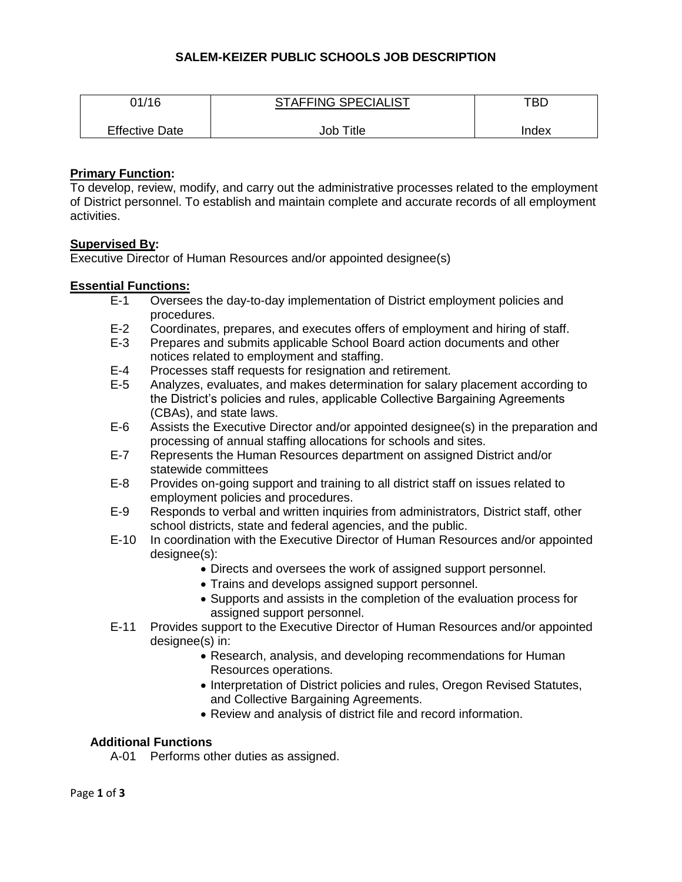# SALEM-KEIZER PUBLIC SCHOOLS JOB DESCRIPTION

| 01/16 | STAFFING SPECIALIST | TBD |
|---|---|---|
| Effective Date | Job Title | Index |

**Primary Function:**
To develop, review, modify, and carry out the administrative processes related to the employment of District personnel. To establish and maintain complete and accurate records of all employment activities.

**Supervised By:**
Executive Director of Human Resources and/or appointed designee(s)

**Essential Functions:**

- E-1 Oversees the day-to-day implementation of District employment policies and procedures.
- E-2 Coordinates, prepares, and executes offers of employment and hiring of staff.
- E-3 Prepares and submits applicable School Board action documents and other notices related to employment and staffing.
- E-4 Processes staff requests for resignation and retirement.
- E-5 Analyzes, evaluates, and makes determination for salary placement according to the District's policies and rules, applicable Collective Bargaining Agreements (CBAs), and state laws.
- E-6 Assists the Executive Director and/or appointed designee(s) in the preparation and processing of annual staffing allocations for schools and sites.
- E-7 Represents the Human Resources department on assigned District and/or statewide committees
- E-8 Provides on-going support and training to all district staff on issues related to employment policies and procedures.
- E-9 Responds to verbal and written inquiries from administrators, District staff, other school districts, state and federal agencies, and the public.
- E-10 In coordination with the Executive Director of Human Resources and/or appointed designee(s):
  - Directs and oversees the work of assigned support personnel.
  - Trains and develops assigned support personnel.
  - Supports and assists in the completion of the evaluation process for assigned support personnel.
- E-11 Provides support to the Executive Director of Human Resources and/or appointed designee(s) in:
  - Research, analysis, and developing recommendations for Human Resources operations.
  - Interpretation of District policies and rules, Oregon Revised Statutes, and Collective Bargaining Agreements.
  - Review and analysis of district file and record information.

**Additional Functions**

- A-01 Performs other duties as assigned.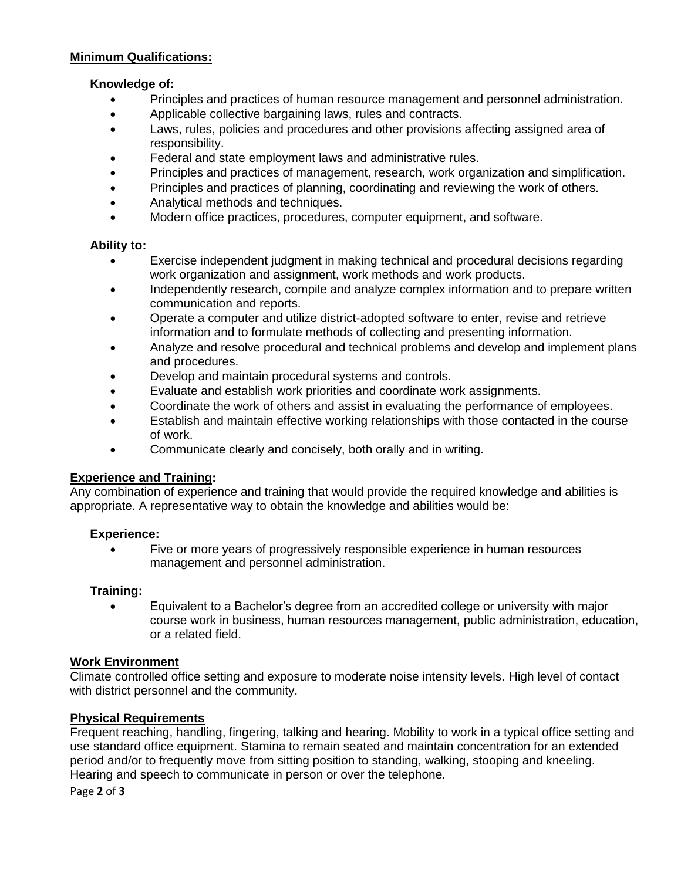## Minimum Qualifications:

### Knowledge of:

- Principles and practices of human resource management and personnel administration.
- Applicable collective bargaining laws, rules and contracts.
- Laws, rules, policies and procedures and other provisions affecting assigned area of responsibility.
- Federal and state employment laws and administrative rules.
- Principles and practices of management, research, work organization and simplification.
- Principles and practices of planning, coordinating and reviewing the work of others.
- Analytical methods and techniques.
- Modern office practices, procedures, computer equipment, and software.

### Ability to:

- Exercise independent judgment in making technical and procedural decisions regarding work organization and assignment, work methods and work products.
- Independently research, compile and analyze complex information and to prepare written communication and reports.
- Operate a computer and utilize district-adopted software to enter, revise and retrieve information and to formulate methods of collecting and presenting information.
- Analyze and resolve procedural and technical problems and develop and implement plans and procedures.
- Develop and maintain procedural systems and controls.
- Evaluate and establish work priorities and coordinate work assignments.
- Coordinate the work of others and assist in evaluating the performance of employees.
- Establish and maintain effective working relationships with those contacted in the course of work.
- Communicate clearly and concisely, both orally and in writing.

## Experience and Training:

Any combination of experience and training that would provide the required knowledge and abilities is appropriate. A representative way to obtain the knowledge and abilities would be:

### Experience:

- Five or more years of progressively responsible experience in human resources management and personnel administration.

### Training:

- Equivalent to a Bachelor's degree from an accredited college or university with major course work in business, human resources management, public administration, education, or a related field.

## Work Environment

Climate controlled office setting and exposure to moderate noise intensity levels. High level of contact with district personnel and the community.

## Physical Requirements

Frequent reaching, handling, fingering, talking and hearing. Mobility to work in a typical office setting and use standard office equipment. Stamina to remain seated and maintain concentration for an extended period and/or to frequently move from sitting position to standing, walking, stooping and kneeling. Hearing and speech to communicate in person or over the telephone.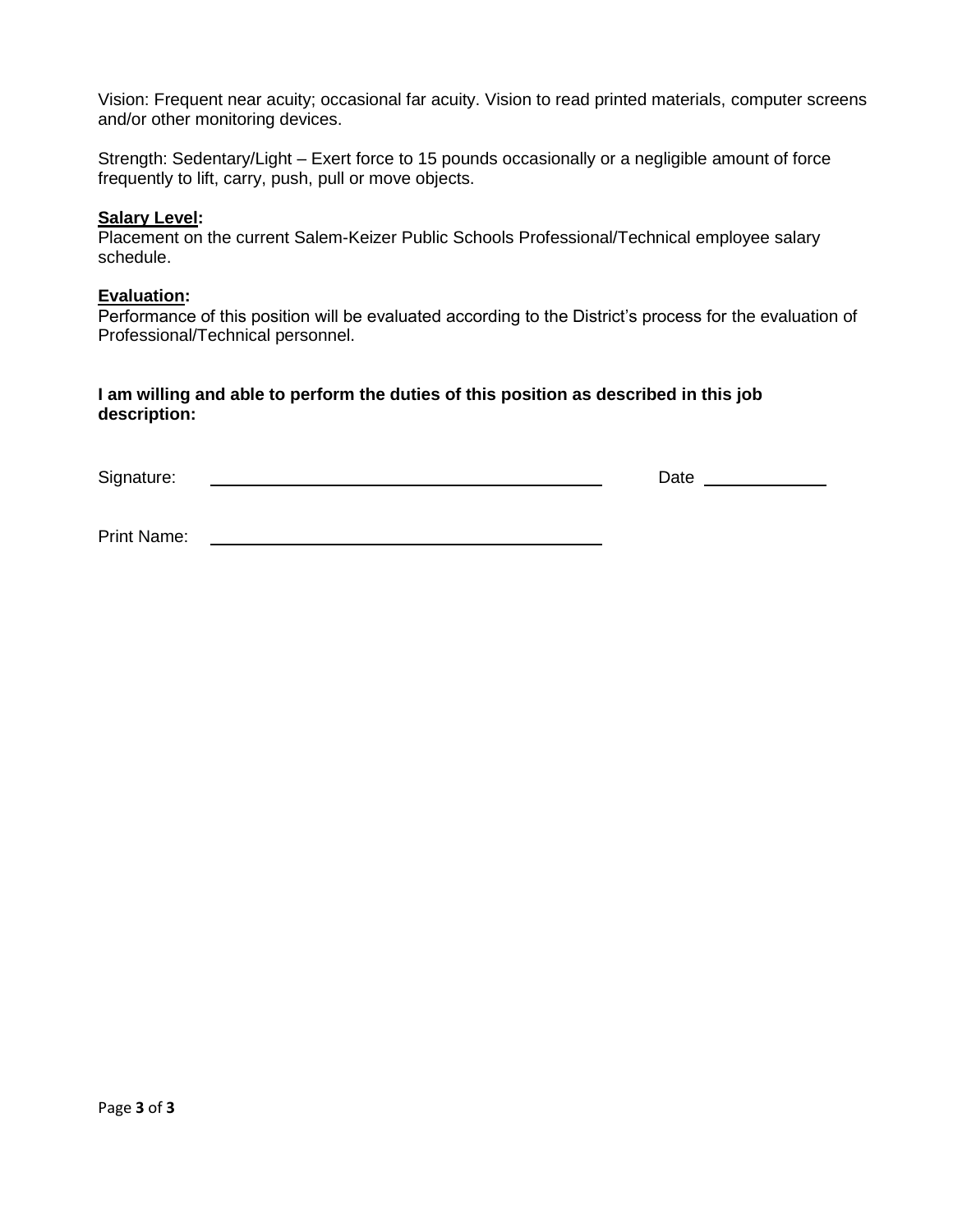Vision: Frequent near acuity; occasional far acuity. Vision to read printed materials, computer screens and/or other monitoring devices.

Strength: Sedentary/Light – Exert force to 15 pounds occasionally or a negligible amount of force frequently to lift, carry, push, pull or move objects.

**Salary Level:**
Placement on the current Salem-Keizer Public Schools Professional/Technical employee salary schedule.

**Evaluation:**
Performance of this position will be evaluated according to the District's process for the evaluation of Professional/Technical personnel.

**I am willing and able to perform the duties of this position as described in this job description:**

Signature: ______________________________ Date ____________

Print Name: ______________________________